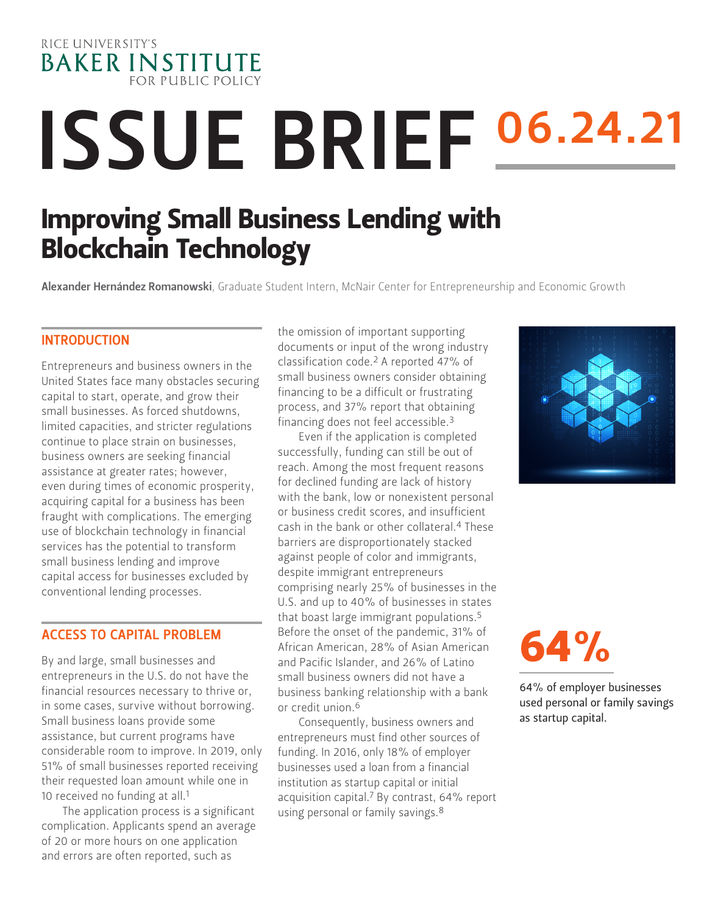RICE UNIVERSITY'S BAKER INSTITUTE FOR PUBLIC POLICY

# ISSUE BRIEF 06.24.21

## Improving Small Business Lending with Blockchain Technology

**Alexander Hernández Romanowski**, Graduate Student Intern, McNair Center for Entrepreneurship and Economic Growth

### INTRODUCTION

Entrepreneurs and business owners in the United States face many obstacles securing capital to start, operate, and grow their small businesses. As forced shutdowns, limited capacities, and stricter regulations continue to place strain on businesses, business owners are seeking financial assistance at greater rates; however, even during times of economic prosperity, acquiring capital for a business has been fraught with complications. The emerging use of blockchain technology in financial services has the potential to transform small business lending and improve capital access for businesses excluded by conventional lending processes.

### ACCESS TO CAPITAL PROBLEM

By and large, small businesses and entrepreneurs in the U.S. do not have the financial resources necessary to thrive or, in some cases, survive without borrowing. Small business loans provide some assistance, but current programs have considerable room to improve. In 2019, only 51% of small businesses reported receiving their requested loan amount while one in 10 received no funding at all.[1]

The application process is a significant complication. Applicants spend an average of 20 or more hours on one application and errors are often reported, such as the omission of important supporting documents or input of the wrong industry classification code.[2] A reported 47% of small business owners consider obtaining financing to be a difficult or frustrating process, and 37% report that obtaining financing does not feel accessible.[3]

Even if the application is completed successfully, funding can still be out of reach. Among the most frequent reasons for declined funding are lack of history with the bank, low or nonexistent personal or business credit scores, and insufficient cash in the bank or other collateral.[4] These barriers are disproportionately stacked against people of color and immigrants, despite immigrant entrepreneurs comprising nearly 25% of businesses in the U.S. and up to 40% of businesses in states that boast large immigrant populations.[5] Before the onset of the pandemic, 31% of African American, 28% of Asian American and Pacific Islander, and 26% of Latino small business owners did not have a business banking relationship with a bank or credit union.[6]

Consequently, business owners and entrepreneurs must find other sources of funding. In 2016, only 18% of employer businesses used a loan from a financial institution as startup capital or initial acquisition capital.[7] By contrast, 64% report using personal or family savings.[8]

**64%**

64% of employer businesses used personal or family savings as startup capital.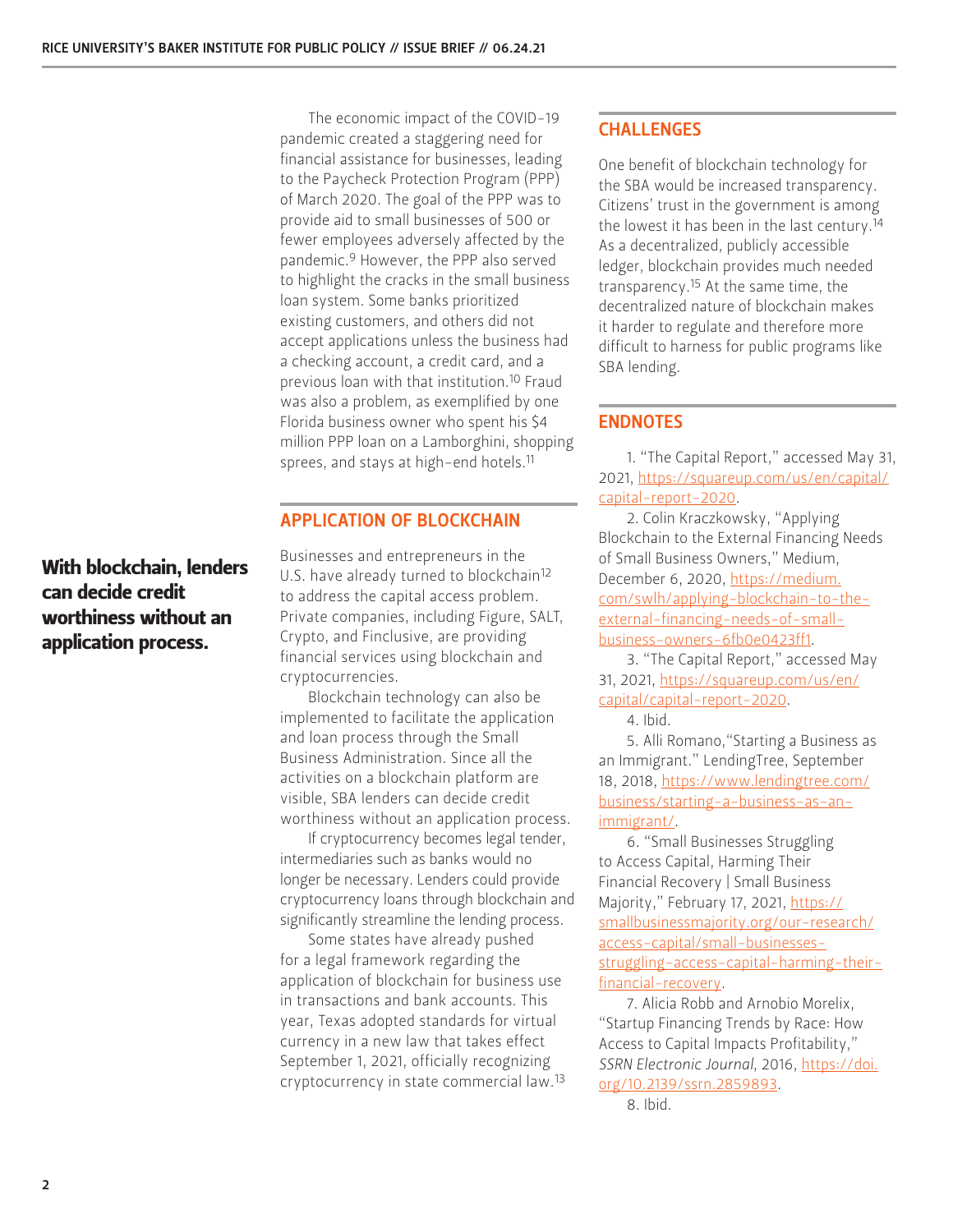The economic impact of the COVID-19 pandemic created a staggering need for financial assistance for businesses, leading to the Paycheck Protection Program (PPP) of March 2020. The goal of the PPP was to provide aid to small businesses of 500 or fewer employees adversely affected by the pandemic.[9] However, the PPP also served to highlight the cracks in the small business loan system. Some banks prioritized existing customers, and others did not accept applications unless the business had a checking account, a credit card, and a previous loan with that institution.[10] Fraud was also a problem, as exemplified by one Florida business owner who spent his $4 million PPP loan on a Lamborghini, shopping sprees, and stays at high-end hotels.[11]

## APPLICATION OF BLOCKCHAIN

**With blockchain, lenders can decide credit worthiness without an application process.**

Businesses and entrepreneurs in the U.S. have already turned to blockchain[12] to address the capital access problem. Private companies, including Figure, SALT, Crypto, and Finclusive, are providing financial services using blockchain and cryptocurrencies.

Blockchain technology can also be implemented to facilitate the application and loan process through the Small Business Administration. Since all the activities on a blockchain platform are visible, SBA lenders can decide credit worthiness without an application process.

If cryptocurrency becomes legal tender, intermediaries such as banks would no longer be necessary. Lenders could provide cryptocurrency loans through blockchain and significantly streamline the lending process.

Some states have already pushed for a legal framework regarding the application of blockchain for business use in transactions and bank accounts. This year, Texas adopted standards for virtual currency in a new law that takes effect September 1, 2021, officially recognizing cryptocurrency in state commercial law.[13]

## CHALLENGES

One benefit of blockchain technology for the SBA would be increased transparency. Citizens' trust in the government is among the lowest it has been in the last century.[14] As a decentralized, publicly accessible ledger, blockchain provides much needed transparency.[15] At the same time, the decentralized nature of blockchain makes it harder to regulate and therefore more difficult to harness for public programs like SBA lending.

## ENDNOTES

1. "The Capital Report," accessed May 31, 2021, https://squareup.com/us/en/capital/capital-report-2020.

2. Colin Kraczkowsky, "Applying Blockchain to the External Financing Needs of Small Business Owners," Medium, December 6, 2020, https://medium.com/swlh/applying-blockchain-to-the-external-financing-needs-of-small-business-owners-6fb0e0423ff1.

3. "The Capital Report," accessed May 31, 2021, https://squareup.com/us/en/capital/capital-report-2020.

4. Ibid.

5. Alli Romano,"Starting a Business as an Immigrant." LendingTree, September 18, 2018, https://www.lendingtree.com/business/starting-a-business-as-an-immigrant/.

6. "Small Businesses Struggling to Access Capital, Harming Their Financial Recovery | Small Business Majority," February 17, 2021, https://smallbusinessmajority.org/our-research/access-capital/small-businesses-struggling-access-capital-harming-their-financial-recovery.

7. Alicia Robb and Arnobio Morelix, "Startup Financing Trends by Race: How Access to Capital Impacts Profitability," *SSRN Electronic Journal*, 2016, https://doi.org/10.2139/ssrn.2859893.

8. Ibid.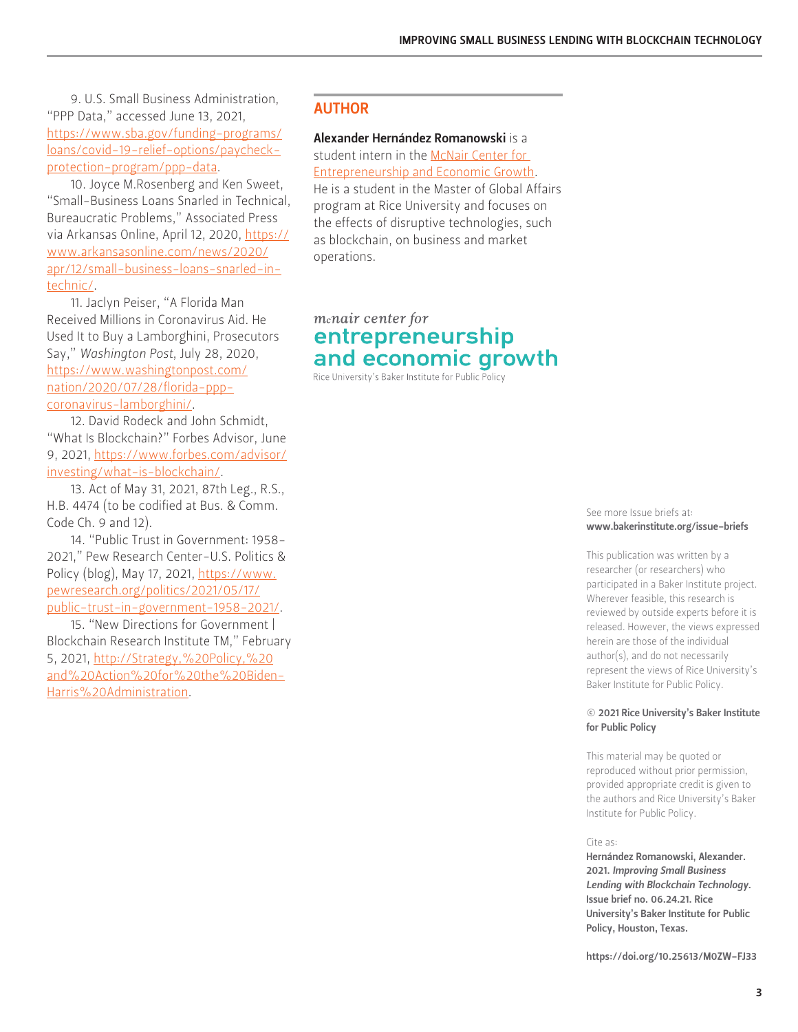9. U.S. Small Business Administration, "PPP Data," accessed June 13, 2021, https://www.sba.gov/funding-programs/loans/covid-19-relief-options/paycheck-protection-program/ppp-data.

10. Joyce M.Rosenberg and Ken Sweet, "Small-Business Loans Snarled in Technical, Bureaucratic Problems," Associated Press via Arkansas Online, April 12, 2020, https://www.arkansasonline.com/news/2020/apr/12/small-business-loans-snarled-in-technic/.

11. Jaclyn Peiser, "A Florida Man Received Millions in Coronavirus Aid. He Used It to Buy a Lamborghini, Prosecutors Say," *Washington Post*, July 28, 2020, https://www.washingtonpost.com/nation/2020/07/28/florida-ppp-coronavirus-lamborghini/.

12. David Rodeck and John Schmidt, "What Is Blockchain?" Forbes Advisor, June 9, 2021, https://www.forbes.com/advisor/investing/what-is-blockchain/.

13. Act of May 31, 2021, 87th Leg., R.S., H.B. 4474 (to be codified at Bus. & Comm. Code Ch. 9 and 12).

14. "Public Trust in Government: 1958-2021," Pew Research Center-U.S. Politics & Policy (blog), May 17, 2021, https://www.pewresearch.org/politics/2021/05/17/public-trust-in-government-1958-2021/.

15. "New Directions for Government | Blockchain Research Institute TM," February 5, 2021, http://Strategy,%20Policy,%20and%20Action%20for%20the%20Biden-Harris%20Administration.

## AUTHOR

**Alexander Hernández Romanowski** is a student intern in the McNair Center for Entrepreneurship and Economic Growth. He is a student in the Master of Global Affairs program at Rice University and focuses on the effects of disruptive technologies, such as blockchain, on business and market operations.

*mcnair center for*
**entrepreneurship and economic growth**
Rice University's Baker Institute for Public Policy

See more Issue briefs at:
**www.bakerinstitute.org/issue-briefs**

This publication was written by a researcher (or researchers) who participated in a Baker Institute project. Wherever feasible, this research is reviewed by outside experts before it is released. However, the views expressed herein are those of the individual author(s), and do not necessarily represent the views of Rice University's Baker Institute for Public Policy.

**© 2021 Rice University's Baker Institute for Public Policy**

This material may be quoted or reproduced without prior permission, provided appropriate credit is given to the authors and Rice University's Baker Institute for Public Policy.

Cite as:
**Hernández Romanowski, Alexander. 2021. *Improving Small Business Lending with Blockchain Technology*. Issue brief no. 06.24.21. Rice University's Baker Institute for Public Policy, Houston, Texas.**

**https://doi.org/10.25613/M0ZW-FJ33**